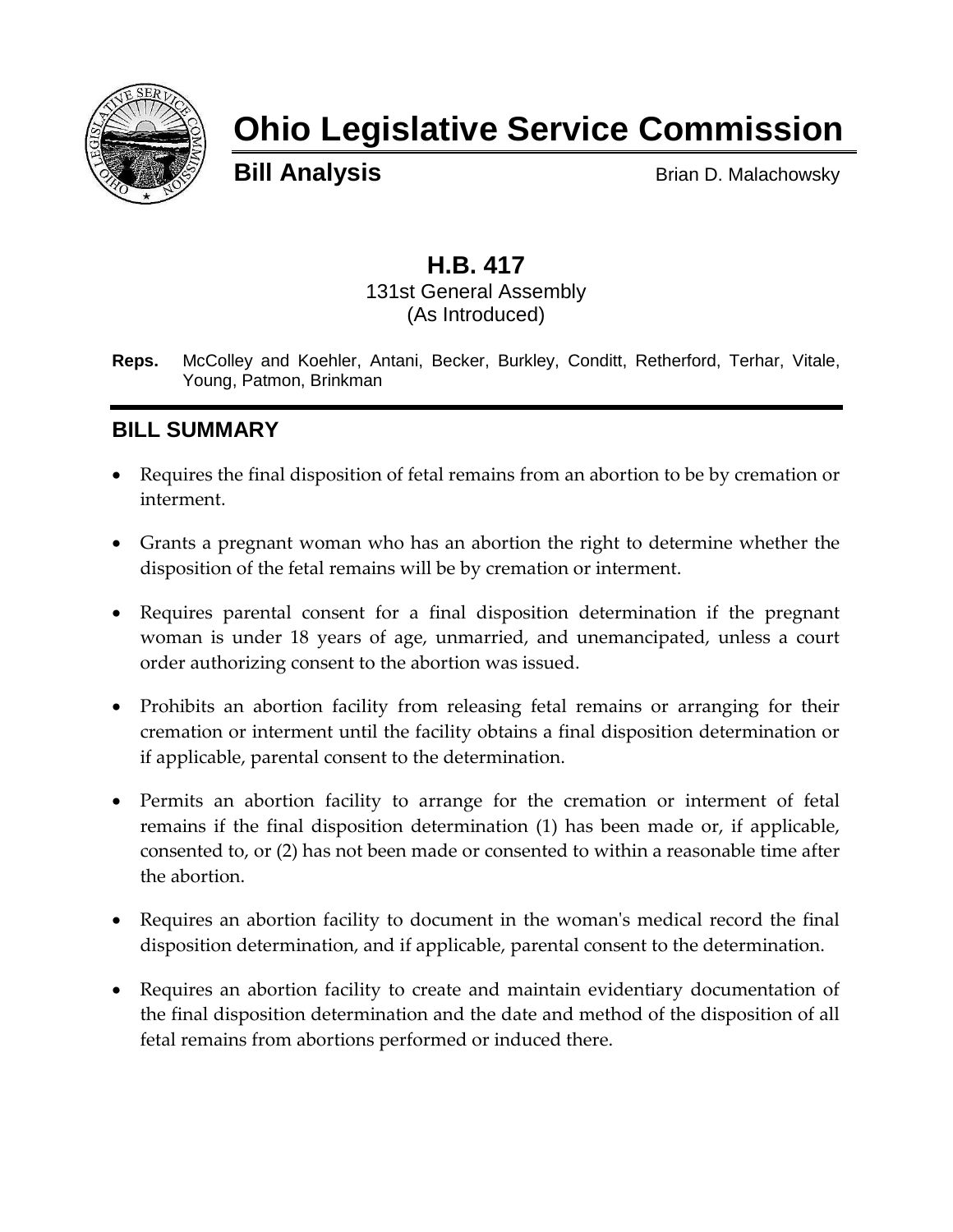# Ohio Legislative Service Commission

**Bill Analysis** Brian D. Malachowsky

## H.B. 417

131st General Assembly
(As Introduced)

**Reps.** McColley and Koehler, Antani, Becker, Burkley, Conditt, Retherford, Terhar, Vitale, Young, Patmon, Brinkman

## BILL SUMMARY

- Requires the final disposition of fetal remains from an abortion to be by cremation or interment.
- Grants a pregnant woman who has an abortion the right to determine whether the disposition of the fetal remains will be by cremation or interment.
- Requires parental consent for a final disposition determination if the pregnant woman is under 18 years of age, unmarried, and unemancipated, unless a court order authorizing consent to the abortion was issued.
- Prohibits an abortion facility from releasing fetal remains or arranging for their cremation or interment until the facility obtains a final disposition determination or if applicable, parental consent to the determination.
- Permits an abortion facility to arrange for the cremation or interment of fetal remains if the final disposition determination (1) has been made or, if applicable, consented to, or (2) has not been made or consented to within a reasonable time after the abortion.
- Requires an abortion facility to document in the woman's medical record the final disposition determination, and if applicable, parental consent to the determination.
- Requires an abortion facility to create and maintain evidentiary documentation of the final disposition determination and the date and method of the disposition of all fetal remains from abortions performed or induced there.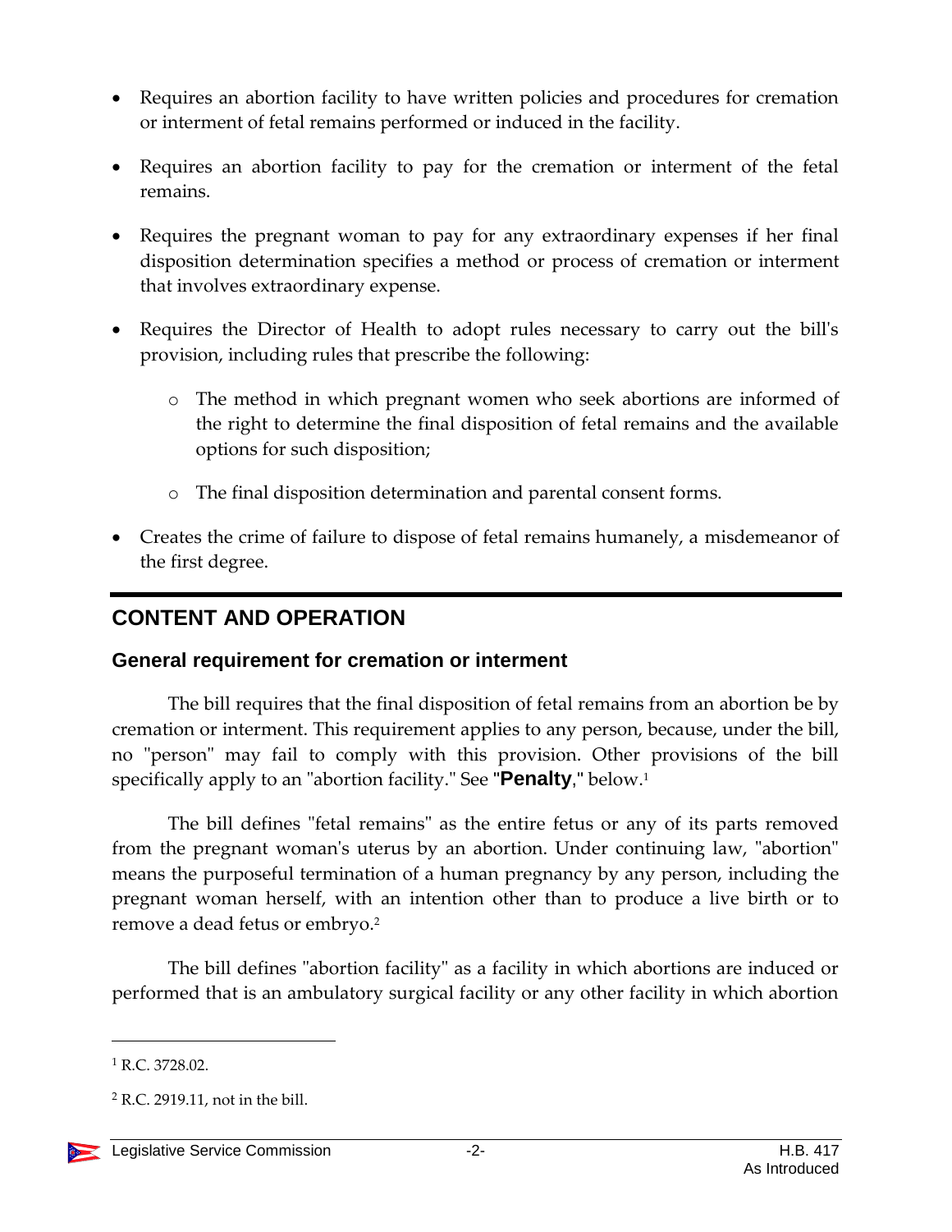- Requires an abortion facility to have written policies and procedures for cremation or interment of fetal remains performed or induced in the facility.
- Requires an abortion facility to pay for the cremation or interment of the fetal remains.
- Requires the pregnant woman to pay for any extraordinary expenses if her final disposition determination specifies a method or process of cremation or interment that involves extraordinary expense.
- Requires the Director of Health to adopt rules necessary to carry out the bill's provision, including rules that prescribe the following:
  - The method in which pregnant women who seek abortions are informed of the right to determine the final disposition of fetal remains and the available options for such disposition;
  - The final disposition determination and parental consent forms.
- Creates the crime of failure to dispose of fetal remains humanely, a misdemeanor of the first degree.

## CONTENT AND OPERATION

### General requirement for cremation or interment

The bill requires that the final disposition of fetal remains from an abortion be by cremation or interment. This requirement applies to any person, because, under the bill, no "person" may fail to comply with this provision. Other provisions of the bill specifically apply to an "abortion facility." See "**Penalty**," below.[1]

The bill defines "fetal remains" as the entire fetus or any of its parts removed from the pregnant woman's uterus by an abortion. Under continuing law, "abortion" means the purposeful termination of a human pregnancy by any person, including the pregnant woman herself, with an intention other than to produce a live birth or to remove a dead fetus or embryo.[2]

The bill defines "abortion facility" as a facility in which abortions are induced or performed that is an ambulatory surgical facility or any other facility in which abortion

[1] R.C. 3728.02.

[2] R.C. 2919.11, not in the bill.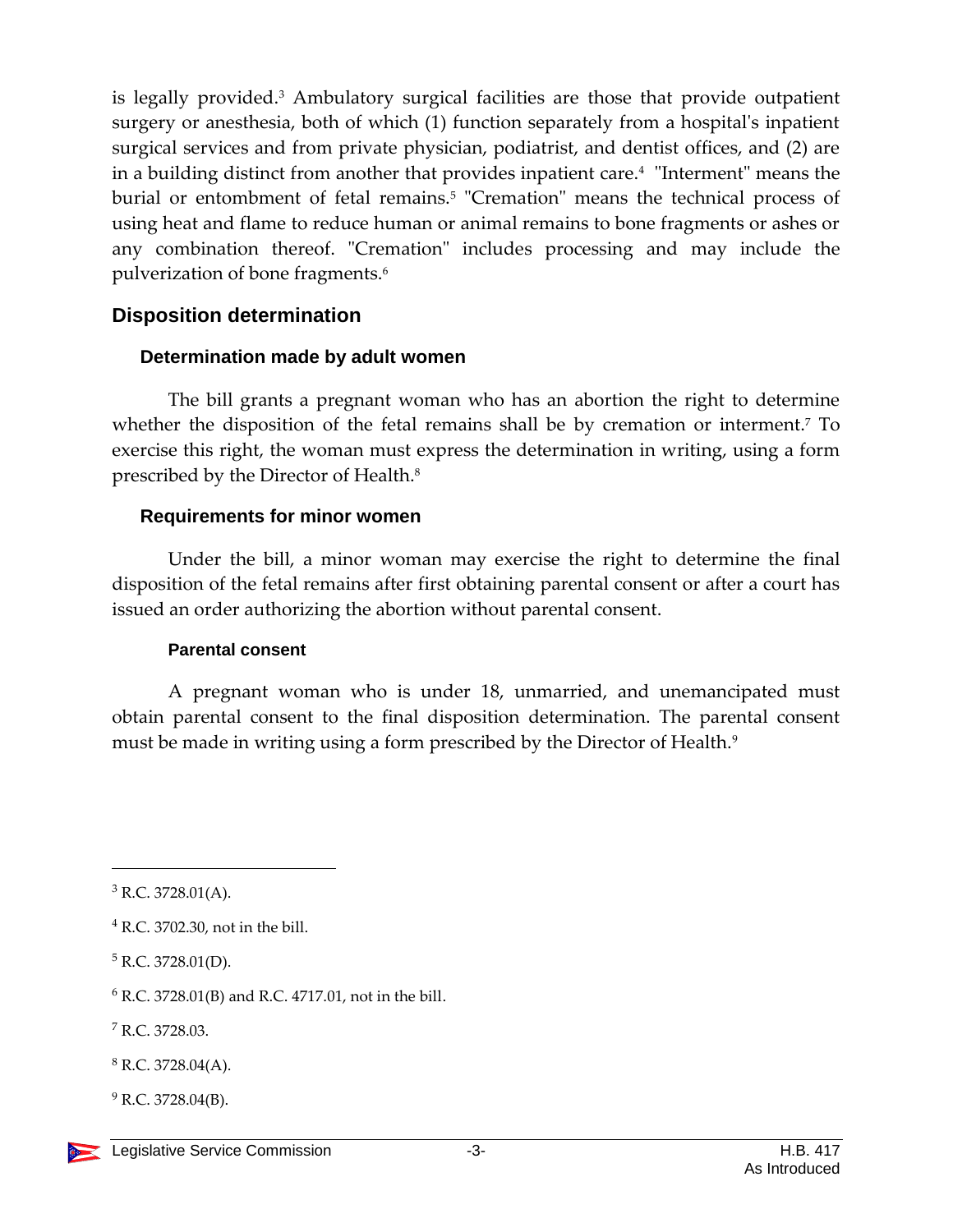is legally provided.[3] Ambulatory surgical facilities are those that provide outpatient surgery or anesthesia, both of which (1) function separately from a hospital's inpatient surgical services and from private physician, podiatrist, and dentist offices, and (2) are in a building distinct from another that provides inpatient care.[4] "Interment" means the burial or entombment of fetal remains.[5] "Cremation" means the technical process of using heat and flame to reduce human or animal remains to bone fragments or ashes or any combination thereof. "Cremation" includes processing and may include the pulverization of bone fragments.[6]

## Disposition determination

### Determination made by adult women

The bill grants a pregnant woman who has an abortion the right to determine whether the disposition of the fetal remains shall be by cremation or interment.[7] To exercise this right, the woman must express the determination in writing, using a form prescribed by the Director of Health.[8]

### Requirements for minor women

Under the bill, a minor woman may exercise the right to determine the final disposition of the fetal remains after first obtaining parental consent or after a court has issued an order authorizing the abortion without parental consent.

#### Parental consent

A pregnant woman who is under 18, unmarried, and unemancipated must obtain parental consent to the final disposition determination. The parental consent must be made in writing using a form prescribed by the Director of Health.[9]

---

[3] R.C. 3728.01(A).

[4] R.C. 3702.30, not in the bill.

[5] R.C. 3728.01(D).

[6] R.C. 3728.01(B) and R.C. 4717.01, not in the bill.

[7] R.C. 3728.03.

[8] R.C. 3728.04(A).

[9] R.C. 3728.04(B).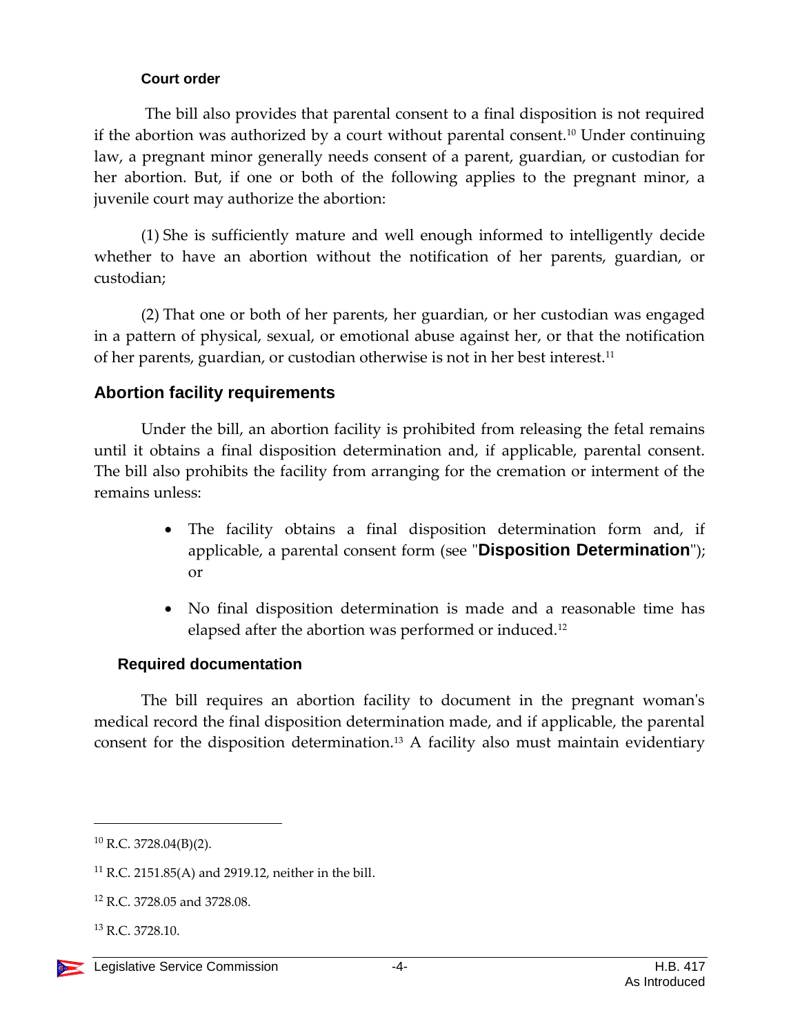### Court order

The bill also provides that parental consent to a final disposition is not required if the abortion was authorized by a court without parental consent.[10] Under continuing law, a pregnant minor generally needs consent of a parent, guardian, or custodian for her abortion. But, if one or both of the following applies to the pregnant minor, a juvenile court may authorize the abortion:

(1) She is sufficiently mature and well enough informed to intelligently decide whether to have an abortion without the notification of her parents, guardian, or custodian;

(2) That one or both of her parents, her guardian, or her custodian was engaged in a pattern of physical, sexual, or emotional abuse against her, or that the notification of her parents, guardian, or custodian otherwise is not in her best interest.[11]

## Abortion facility requirements

Under the bill, an abortion facility is prohibited from releasing the fetal remains until it obtains a final disposition determination and, if applicable, parental consent. The bill also prohibits the facility from arranging for the cremation or interment of the remains unless:

- The facility obtains a final disposition determination form and, if applicable, a parental consent form (see "**Disposition Determination**"); or
- No final disposition determination is made and a reasonable time has elapsed after the abortion was performed or induced.[12]

### Required documentation

The bill requires an abortion facility to document in the pregnant woman's medical record the final disposition determination made, and if applicable, the parental consent for the disposition determination.[13] A facility also must maintain evidentiary

---

[10] R.C. 3728.04(B)(2).

[11] R.C. 2151.85(A) and 2919.12, neither in the bill.

[12] R.C. 3728.05 and 3728.08.

[13] R.C. 3728.10.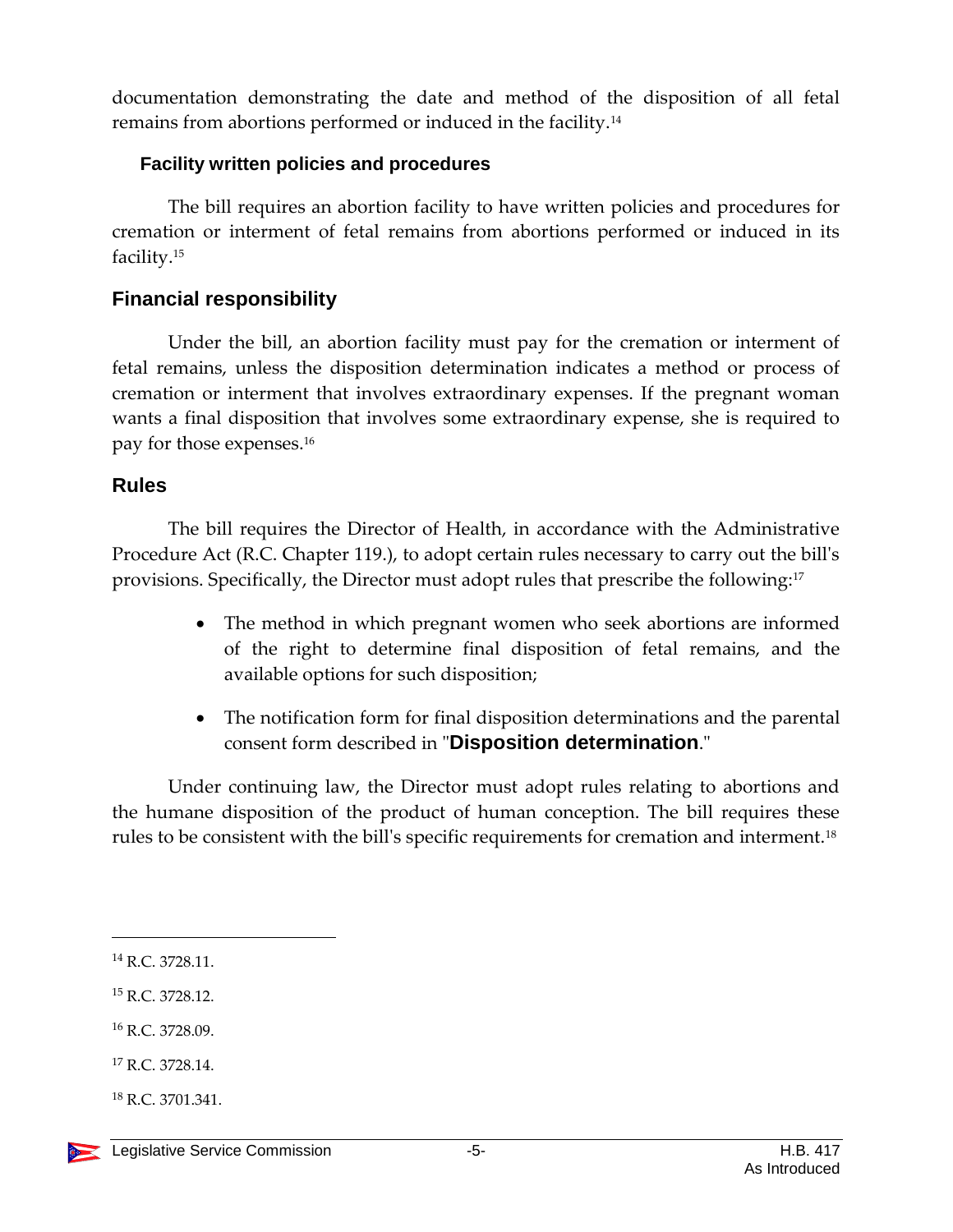documentation demonstrating the date and method of the disposition of all fetal remains from abortions performed or induced in the facility.[14]

#### Facility written policies and procedures

The bill requires an abortion facility to have written policies and procedures for cremation or interment of fetal remains from abortions performed or induced in its facility.[15]

### Financial responsibility

Under the bill, an abortion facility must pay for the cremation or interment of fetal remains, unless the disposition determination indicates a method or process of cremation or interment that involves extraordinary expenses. If the pregnant woman wants a final disposition that involves some extraordinary expense, she is required to pay for those expenses.[16]

### Rules

The bill requires the Director of Health, in accordance with the Administrative Procedure Act (R.C. Chapter 119.), to adopt certain rules necessary to carry out the bill's provisions. Specifically, the Director must adopt rules that prescribe the following:[17]

- The method in which pregnant women who seek abortions are informed of the right to determine final disposition of fetal remains, and the available options for such disposition;
- The notification form for final disposition determinations and the parental consent form described in "**Disposition determination**."

Under continuing law, the Director must adopt rules relating to abortions and the humane disposition of the product of human conception. The bill requires these rules to be consistent with the bill's specific requirements for cremation and interment.[18]

---

[14] R.C. 3728.11.

[15] R.C. 3728.12.

[16] R.C. 3728.09.

[17] R.C. 3728.14.

[18] R.C. 3701.341.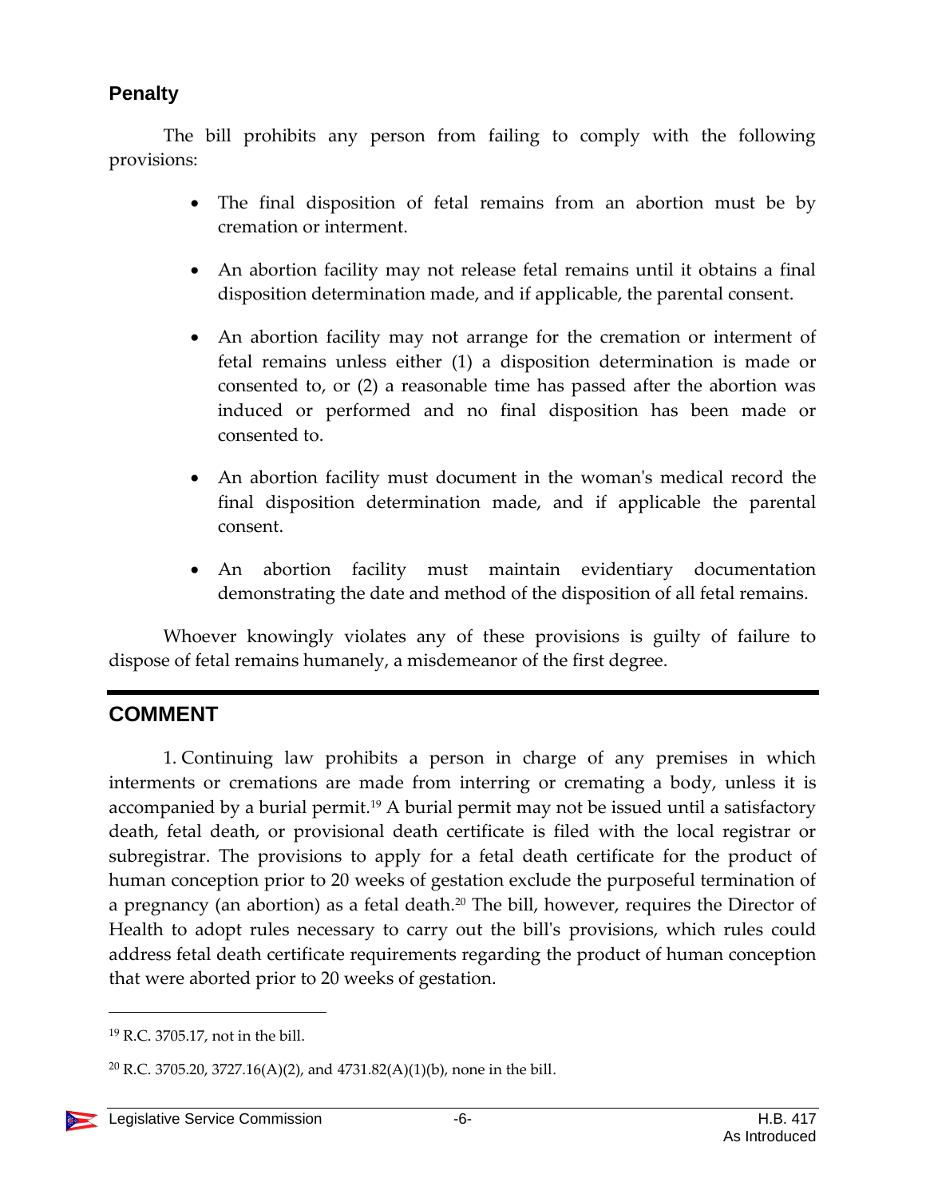## Penalty

The bill prohibits any person from failing to comply with the following provisions:

- The final disposition of fetal remains from an abortion must be by cremation or interment.
- An abortion facility may not release fetal remains until it obtains a final disposition determination made, and if applicable, the parental consent.
- An abortion facility may not arrange for the cremation or interment of fetal remains unless either (1) a disposition determination is made or consented to, or (2) a reasonable time has passed after the abortion was induced or performed and no final disposition has been made or consented to.
- An abortion facility must document in the woman's medical record the final disposition determination made, and if applicable the parental consent.
- An abortion facility must maintain evidentiary documentation demonstrating the date and method of the disposition of all fetal remains.

Whoever knowingly violates any of these provisions is guilty of failure to dispose of fetal remains humanely, a misdemeanor of the first degree.

## COMMENT

1. Continuing law prohibits a person in charge of any premises in which interments or cremations are made from interring or cremating a body, unless it is accompanied by a burial permit.[19] A burial permit may not be issued until a satisfactory death, fetal death, or provisional death certificate is filed with the local registrar or subregistrar. The provisions to apply for a fetal death certificate for the product of human conception prior to 20 weeks of gestation exclude the purposeful termination of a pregnancy (an abortion) as a fetal death.[20] The bill, however, requires the Director of Health to adopt rules necessary to carry out the bill's provisions, which rules could address fetal death certificate requirements regarding the product of human conception that were aborted prior to 20 weeks of gestation.

---

[19] R.C. 3705.17, not in the bill.

[20] R.C. 3705.20, 3727.16(A)(2), and 4731.82(A)(1)(b), none in the bill.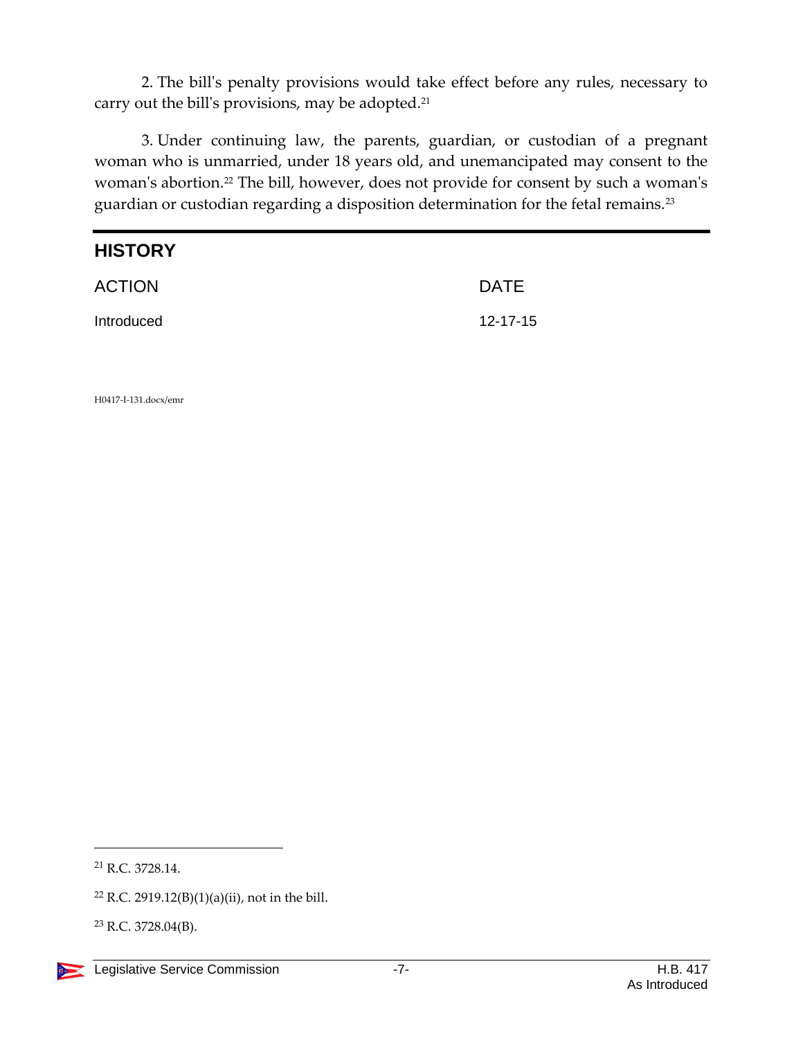2. The bill's penalty provisions would take effect before any rules, necessary to carry out the bill's provisions, may be adopted.[21]

3. Under continuing law, the parents, guardian, or custodian of a pregnant woman who is unmarried, under 18 years old, and unemancipated may consent to the woman's abortion.[22] The bill, however, does not provide for consent by such a woman's guardian or custodian regarding a disposition determination for the fetal remains.[23]

## HISTORY

| ACTION | DATE |
| --- | --- |
| Introduced | 12-17-15 |

H0417-I-131.docx/emr

---

[21] R.C. 3728.14.

[22] R.C. 2919.12(B)(1)(a)(ii), not in the bill.

[23] R.C. 3728.04(B).